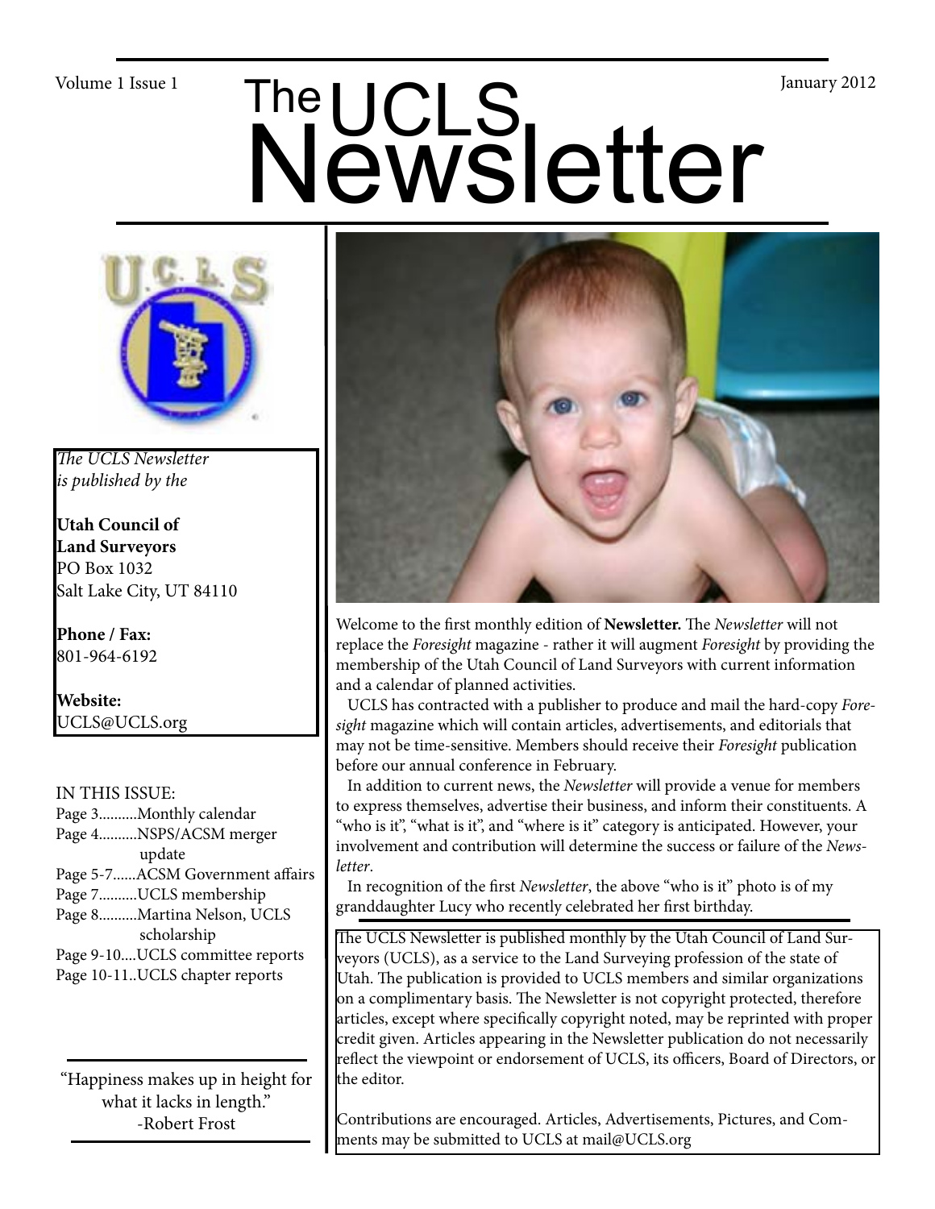Volume 1 Issue 1 January 2012

# The UCLS Newsletter

*The UCLS Newsletter is published by the*

**Utah Council of Land Surveyors**
PO Box 1032
Salt Lake City, UT 84110

**Phone / Fax:**
801-964-6192

**Website:**
UCLS@UCLS.org

IN THIS ISSUE:

- Page 3..........Monthly calendar
- Page 4..........NSPS/ACSM merger update
- Page 5-7......ACSM Government affairs
- Page 7..........UCLS membership
- Page 8..........Martina Nelson, UCLS scholarship
- Page 9-10....UCLS committee reports
- Page 10-11..UCLS chapter reports

"Happiness makes up in height for what it lacks in length."
-Robert Frost

Welcome to the first monthly edition of **Newsletter.** The *Newsletter* will not replace the *Foresight* magazine - rather it will augment *Foresight* by providing the membership of the Utah Council of Land Surveyors with current information and a calendar of planned activities.

UCLS has contracted with a publisher to produce and mail the hard-copy *Foresight* magazine which will contain articles, advertisements, and editorials that may not be time-sensitive. Members should receive their *Foresight* publication before our annual conference in February.

In addition to current news, the *Newsletter* will provide a venue for members to express themselves, advertise their business, and inform their constituents. A "who is it", "what is it", and "where is it" category is anticipated. However, your involvement and contribution will determine the success or failure of the *Newsletter*.

In recognition of the first *Newsletter*, the above "who is it" photo is of my granddaughter Lucy who recently celebrated her first birthday.

The UCLS Newsletter is published monthly by the Utah Council of Land Surveyors (UCLS), as a service to the Land Surveying profession of the state of Utah. The publication is provided to UCLS members and similar organizations on a complimentary basis. The Newsletter is not copyright protected, therefore articles, except where specifically copyright noted, may be reprinted with proper credit given. Articles appearing in the Newsletter publication do not necessarily reflect the viewpoint or endorsement of UCLS, its officers, Board of Directors, or the editor.

Contributions are encouraged. Articles, Advertisements, Pictures, and Comments may be submitted to UCLS at mail@UCLS.org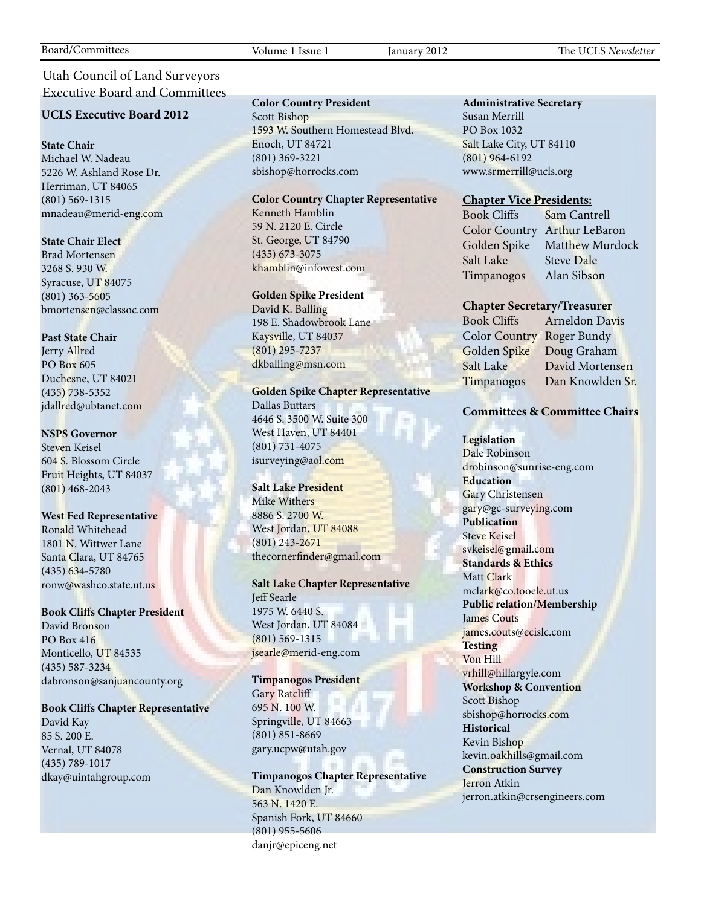# Utah Council of Land Surveyors Executive Board and Committees

## UCLS Executive Board 2012

**State Chair**
Michael W. Nadeau
5226 W. Ashland Rose Dr.
Herriman, UT 84065
(801) 569-1315
mnadeau@merid-eng.com

**State Chair Elect**
Brad Mortensen
3268 S. 930 W.
Syracuse, UT 84075
(801) 363-5605
bmortensen@classoc.com

**Past State Chair**
Jerry Allred
PO Box 605
Duchesne, UT 84021
(435) 738-5352
jdallred@ubtanet.com

**NSPS Governor**
Steven Keisel
604 S. Blossom Circle
Fruit Heights, UT 84037
(801) 468-2043

**West Fed Representative**
Ronald Whitehead
1801 N. Wittwer Lane
Santa Clara, UT 84765
(435) 634-5780
ronw@washco.state.ut.us

**Book Cliffs Chapter President**
David Bronson
PO Box 416
Monticello, UT 84535
(435) 587-3234
dabronson@sanjuancounty.org

**Book Cliffs Chapter Representative**
David Kay
85 S. 200 E.
Vernal, UT 84078
(435) 789-1017
dkay@uintahgroup.com

**Color Country President**
Scott Bishop
1593 W. Southern Homestead Blvd.
Enoch, UT 84721
(801) 369-3221
sbishop@horrocks.com

**Color Country Chapter Representative**
Kenneth Hamblin
59 N. 2120 E. Circle
St. George, UT 84790
(435) 673-3075
khamblin@infowest.com

**Golden Spike President**
David K. Balling
198 E. Shadowbrook Lane
Kaysville, UT 84037
(801) 295-7237
dkballing@msn.com

**Golden Spike Chapter Representative**
Dallas Buttars
4646 S. 3500 W. Suite 300
West Haven, UT 84401
(801) 731-4075
isurveying@aol.com

**Salt Lake President**
Mike Withers
8886 S. 2700 W.
West Jordan, UT 84088
(801) 243-2671
thecornerfinder@gmail.com

**Salt Lake Chapter Representative**
Jeff Searle
1975 W. 6440 S.
West Jordan, UT 84084
(801) 569-1315
jsearle@merid-eng.com

**Timpanogos President**
Gary Ratcliff
695 N. 100 W.
Springville, UT 84663
(801) 851-8669
gary.ucpw@utah.gov

**Timpanogos Chapter Representative**
Dan Knowlden Jr.
563 N. 1420 E.
Spanish Fork, UT 84660
(801) 955-5606
danjr@epiceng.net

**Administrative Secretary**
Susan Merrill
PO Box 1032
Salt Lake City, UT 84110
(801) 964-6192
www.srmerrill@ucls.org

**Chapter Vice Presidents:**

| | |
|---|---|
| Book Cliffs | Sam Cantrell |
| Color Country | Arthur LeBaron |
| Golden Spike | Matthew Murdock |
| Salt Lake | Steve Dale |
| Timpanogos | Alan Sibson |

**Chapter Secretary/Treasurer**

| | |
|---|---|
| Book Cliffs | Arneldon Davis |
| Color Country | Roger Bundy |
| Golden Spike | Doug Graham |
| Salt Lake | David Mortensen |
| Timpanogos | Dan Knowlden Sr. |

## Committees & Committee Chairs

**Legislation**
Dale Robinson
drobinson@sunrise-eng.com

**Education**
Gary Christensen
gary@gc-surveying.com

**Publication**
Steve Keisel
svkeisel@gmail.com

**Standards & Ethics**
Matt Clark
mclark@co.tooele.ut.us

**Public relation/Membership**
James Couts
james.couts@ecislc.com

**Testing**
Von Hill
vrhill@hillargyle.com

**Workshop & Convention**
Scott Bishop
sbishop@horrocks.com

**Historical**
Kevin Bishop
kevin.oakhills@gmail.com

**Construction Survey**
Jerron Atkin
jerron.atkin@crsengineers.com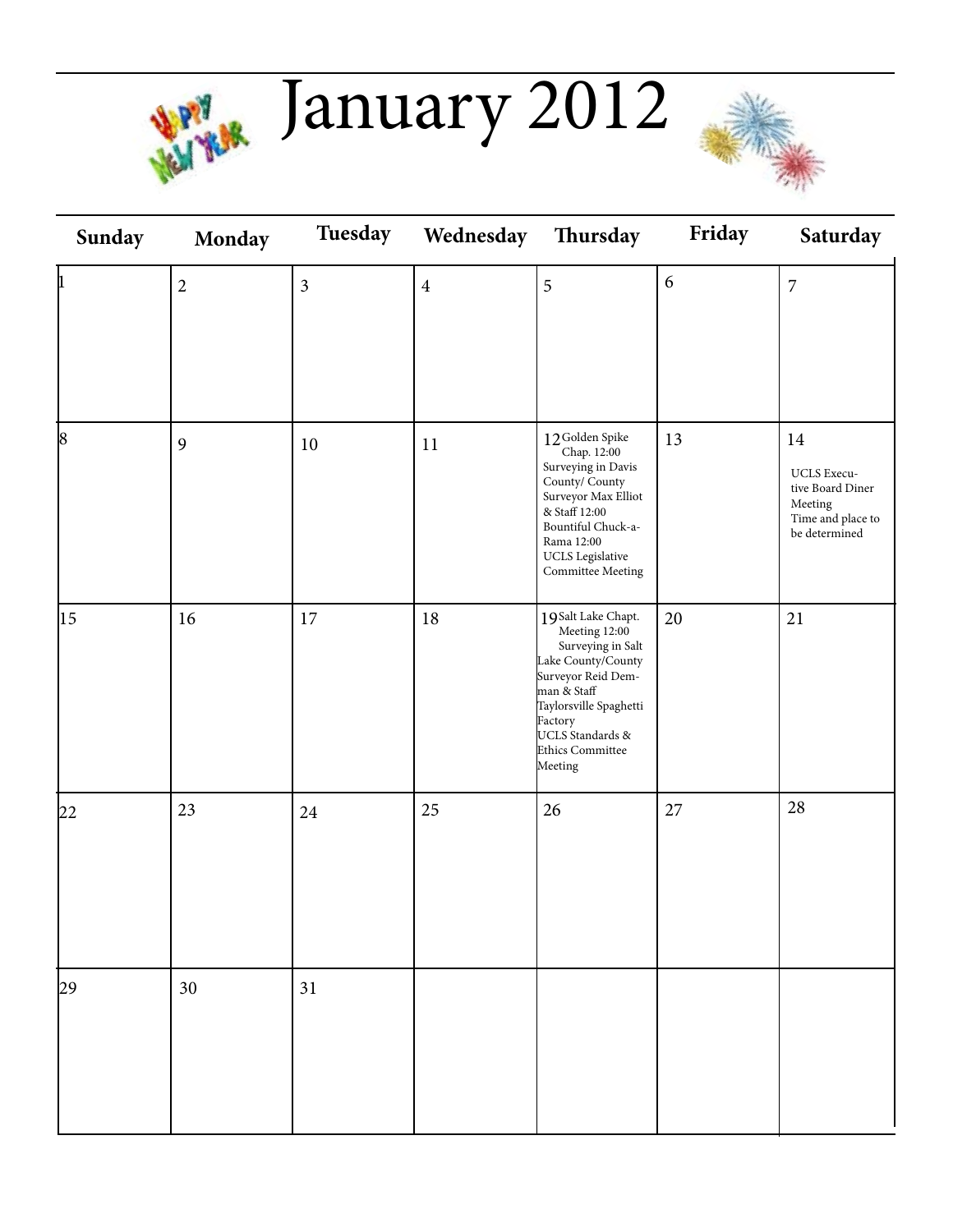# January 2012

| Sunday | Monday | Tuesday | Wednesday | Thursday | Friday | Saturday |
|---|---|---|---|---|---|---|
| 1 | 2 | 3 | 4 | 5 | 6 | 7 |
| 8 | 9 | 10 | 11 | 12 Golden Spike Chap. 12:00 Surveying in Davis County/ County Surveyor Max Elliot & Staff 12:00 Bountiful Chuck-a-Rama 12:00 UCLS Legislative Committee Meeting | 13 | 14 UCLS Executive Board Diner Meeting Time and place to be determined |
| 15 | 16 | 17 | 18 | 19 Salt Lake Chapt. Meeting 12:00 Surveying in Salt Lake County/County Surveyor Reid Demman & Staff Taylorsville Spaghetti Factory UCLS Standards & Ethics Committee Meeting | 20 | 21 |
| 22 | 23 | 24 | 25 | 26 | 27 | 28 |
| 29 | 30 | 31 | | | | |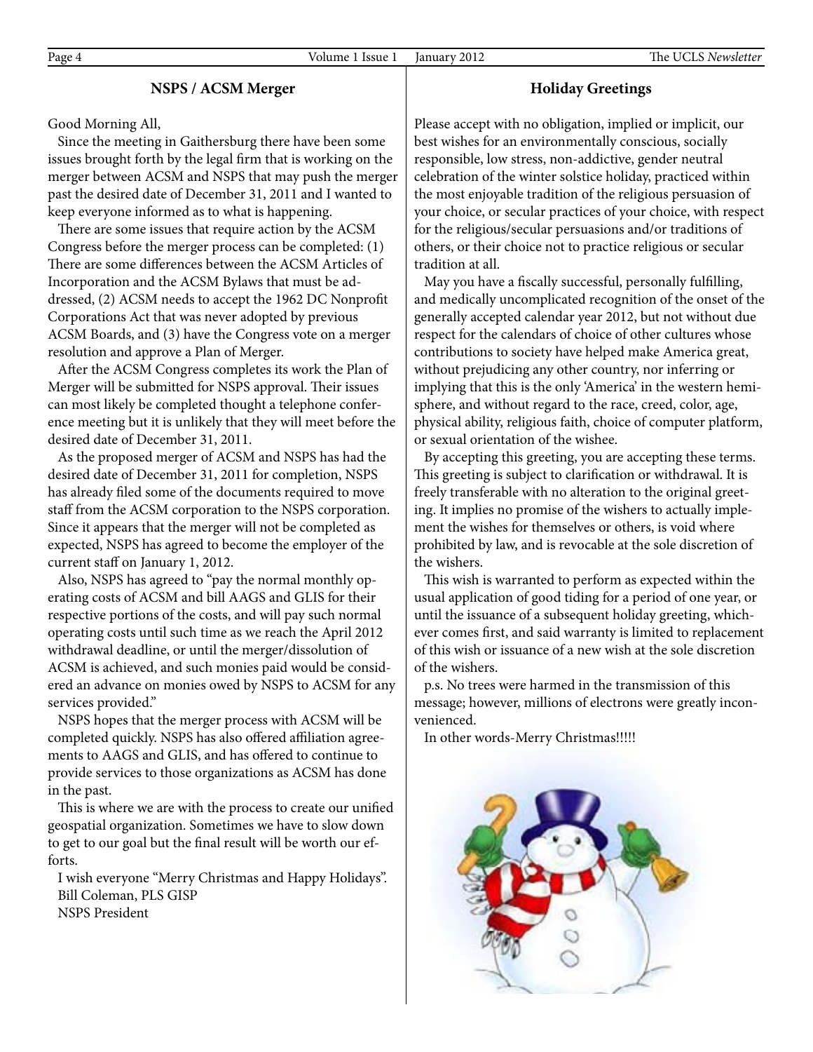## NSPS / ACSM Merger

Good Morning All,

Since the meeting in Gaithersburg there have been some issues brought forth by the legal firm that is working on the merger between ACSM and NSPS that may push the merger past the desired date of December 31, 2011 and I wanted to keep everyone informed as to what is happening.

There are some issues that require action by the ACSM Congress before the merger process can be completed: (1) There are some differences between the ACSM Articles of Incorporation and the ACSM Bylaws that must be addressed, (2) ACSM needs to accept the 1962 DC Nonprofit Corporations Act that was never adopted by previous ACSM Boards, and (3) have the Congress vote on a merger resolution and approve a Plan of Merger.

After the ACSM Congress completes its work the Plan of Merger will be submitted for NSPS approval. Their issues can most likely be completed thought a telephone conference meeting but it is unlikely that they will meet before the desired date of December 31, 2011.

As the proposed merger of ACSM and NSPS has had the desired date of December 31, 2011 for completion, NSPS has already filed some of the documents required to move staff from the ACSM corporation to the NSPS corporation. Since it appears that the merger will not be completed as expected, NSPS has agreed to become the employer of the current staff on January 1, 2012.

Also, NSPS has agreed to "pay the normal monthly operating costs of ACSM and bill AAGS and GLIS for their respective portions of the costs, and will pay such normal operating costs until such time as we reach the April 2012 withdrawal deadline, or until the merger/dissolution of ACSM is achieved, and such monies paid would be considered an advance on monies owed by NSPS to ACSM for any services provided."

NSPS hopes that the merger process with ACSM will be completed quickly. NSPS has also offered affiliation agreements to AAGS and GLIS, and has offered to continue to provide services to those organizations as ACSM has done in the past.

This is where we are with the process to create our unified geospatial organization. Sometimes we have to slow down to get to our goal but the final result will be worth our efforts.

I wish everyone "Merry Christmas and Happy Holidays".

Bill Coleman, PLS GISP
NSPS President

## Holiday Greetings

Please accept with no obligation, implied or implicit, our best wishes for an environmentally conscious, socially responsible, low stress, non-addictive, gender neutral celebration of the winter solstice holiday, practiced within the most enjoyable tradition of the religious persuasion of your choice, or secular practices of your choice, with respect for the religious/secular persuasions and/or traditions of others, or their choice not to practice religious or secular tradition at all.

May you have a fiscally successful, personally fulfilling, and medically uncomplicated recognition of the onset of the generally accepted calendar year 2012, but not without due respect for the calendars of choice of other cultures whose contributions to society have helped make America great, without prejudicing any other country, nor inferring or implying that this is the only 'America' in the western hemisphere, and without regard to the race, creed, color, age, physical ability, religious faith, choice of computer platform, or sexual orientation of the wishee.

By accepting this greeting, you are accepting these terms. This greeting is subject to clarification or withdrawal. It is freely transferable with no alteration to the original greeting. It implies no promise of the wishers to actually implement the wishes for themselves or others, is void where prohibited by law, and is revocable at the sole discretion of the wishers.

This wish is warranted to perform as expected within the usual application of good tiding for a period of one year, or until the issuance of a subsequent holiday greeting, whichever comes first, and said warranty is limited to replacement of this wish or issuance of a new wish at the sole discretion of the wishers.

p.s. No trees were harmed in the transmission of this message; however, millions of electrons were greatly inconvenienced.

In other words-Merry Christmas!!!!!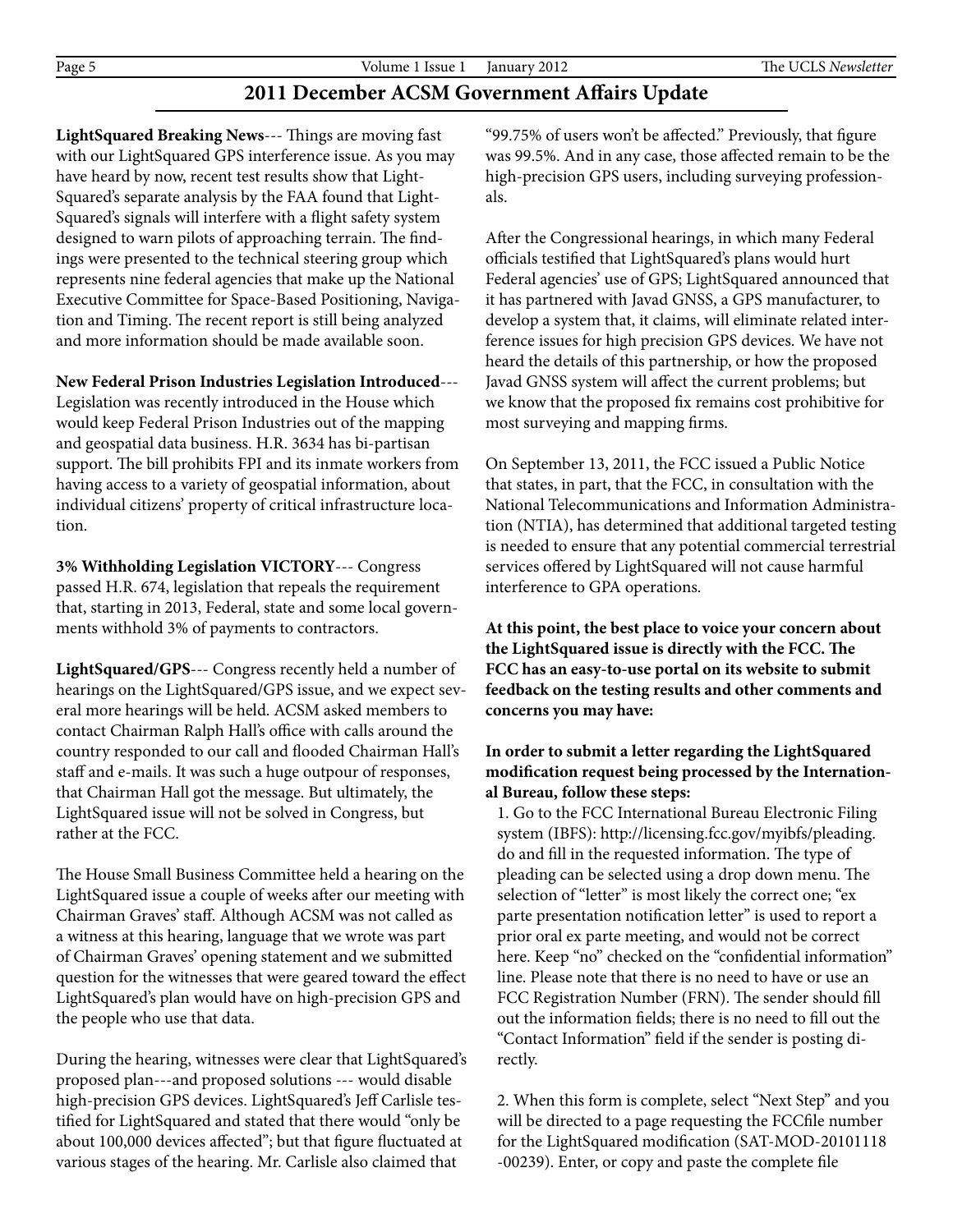## 2011 December ACSM Government Affairs Update

**LightSquared Breaking News**--- Things are moving fast with our LightSquared GPS interference issue. As you may have heard by now, recent test results show that LightSquared's separate analysis by the FAA found that LightSquared's signals will interfere with a flight safety system designed to warn pilots of approaching terrain. The findings were presented to the technical steering group which represents nine federal agencies that make up the National Executive Committee for Space-Based Positioning, Navigation and Timing. The recent report is still being analyzed and more information should be made available soon.

**New Federal Prison Industries Legislation Introduced**--- Legislation was recently introduced in the House which would keep Federal Prison Industries out of the mapping and geospatial data business. H.R. 3634 has bi-partisan support. The bill prohibits FPI and its inmate workers from having access to a variety of geospatial information, about individual citizens' property of critical infrastructure location.

**3% Withholding Legislation VICTORY**--- Congress passed H.R. 674, legislation that repeals the requirement that, starting in 2013, Federal, state and some local governments withhold 3% of payments to contractors.

**LightSquared/GPS**--- Congress recently held a number of hearings on the LightSquared/GPS issue, and we expect several more hearings will be held. ACSM asked members to contact Chairman Ralph Hall's office with calls around the country responded to our call and flooded Chairman Hall's staff and e-mails. It was such a huge outpour of responses, that Chairman Hall got the message. But ultimately, the LightSquared issue will not be solved in Congress, but rather at the FCC.

The House Small Business Committee held a hearing on the LightSquared issue a couple of weeks after our meeting with Chairman Graves' staff. Although ACSM was not called as a witness at this hearing, language that we wrote was part of Chairman Graves' opening statement and we submitted question for the witnesses that were geared toward the effect LightSquared's plan would have on high-precision GPS and the people who use that data.

During the hearing, witnesses were clear that LightSquared's proposed plan---and proposed solutions --- would disable high-precision GPS devices. LightSquared's Jeff Carlisle testified for LightSquared and stated that there would "only be about 100,000 devices affected"; but that figure fluctuated at various stages of the hearing. Mr. Carlisle also claimed that "99.75% of users won't be affected." Previously, that figure was 99.5%. And in any case, those affected remain to be the high-precision GPS users, including surveying professionals.

After the Congressional hearings, in which many Federal officials testified that LightSquared's plans would hurt Federal agencies' use of GPS; LightSquared announced that it has partnered with Javad GNSS, a GPS manufacturer, to develop a system that, it claims, will eliminate related interference issues for high precision GPS devices. We have not heard the details of this partnership, or how the proposed Javad GNSS system will affect the current problems; but we know that the proposed fix remains cost prohibitive for most surveying and mapping firms.

On September 13, 2011, the FCC issued a Public Notice that states, in part, that the FCC, in consultation with the National Telecommunications and Information Administration (NTIA), has determined that additional targeted testing is needed to ensure that any potential commercial terrestrial services offered by LightSquared will not cause harmful interference to GPA operations.

**At this point, the best place to voice your concern about the LightSquared issue is directly with the FCC. The FCC has an easy-to-use portal on its website to submit feedback on the testing results and other comments and concerns you may have:**

**In order to submit a letter regarding the LightSquared modification request being processed by the International Bureau, follow these steps:**

1. Go to the FCC International Bureau Electronic Filing system (IBFS): http://licensing.fcc.gov/myibfs/pleading.do and fill in the requested information. The type of pleading can be selected using a drop down menu. The selection of "letter" is most likely the correct one; "ex parte presentation notification letter" is used to report a prior oral ex parte meeting, and would not be correct here. Keep "no" checked on the "confidential information" line. Please note that there is no need to have or use an FCC Registration Number (FRN). The sender should fill out the information fields; there is no need to fill out the "Contact Information" field if the sender is posting directly.

2. When this form is complete, select "Next Step" and you will be directed to a page requesting the FCCfile number for the LightSquared modification (SAT-MOD-20101118-00239). Enter, or copy and paste the complete file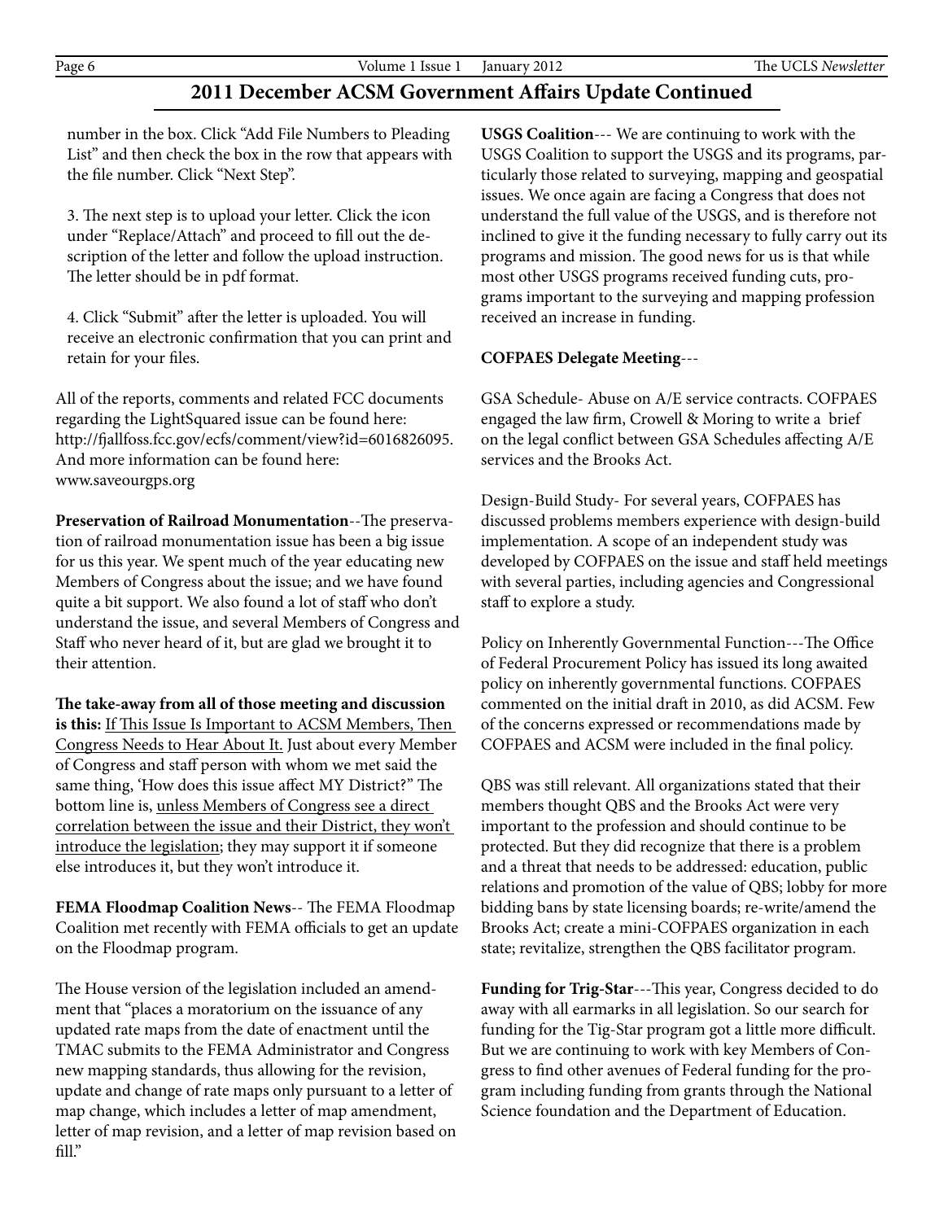## 2011 December ACSM Government Affairs Update Continued

number in the box. Click "Add File Numbers to Pleading List" and then check the box in the row that appears with the file number. Click "Next Step".

3. The next step is to upload your letter. Click the icon under "Replace/Attach" and proceed to fill out the description of the letter and follow the upload instruction. The letter should be in pdf format.

4. Click "Submit" after the letter is uploaded. You will receive an electronic confirmation that you can print and retain for your files.

All of the reports, comments and related FCC documents regarding the LightSquared issue can be found here: http://fjallfoss.fcc.gov/ecfs/comment/view?id=6016826095. And more information can be found here: www.saveourgps.org

**Preservation of Railroad Monumentation**--The preservation of railroad monumentation issue has been a big issue for us this year. We spent much of the year educating new Members of Congress about the issue; and we have found quite a bit support. We also found a lot of staff who don't understand the issue, and several Members of Congress and Staff who never heard of it, but are glad we brought it to their attention.

**The take-away from all of those meeting and discussion is this:** <u>If This Issue Is Important to ACSM Members, Then Congress Needs to Hear About It.</u> Just about every Member of Congress and staff person with whom we met said the same thing, 'How does this issue affect MY District?" The bottom line is, <u>unless Members of Congress see a direct correlation between the issue and their District, they won't introduce the legislation</u>; they may support it if someone else introduces it, but they won't introduce it.

**FEMA Floodmap Coalition News**-- The FEMA Floodmap Coalition met recently with FEMA officials to get an update on the Floodmap program.

The House version of the legislation included an amendment that "places a moratorium on the issuance of any updated rate maps from the date of enactment until the TMAC submits to the FEMA Administrator and Congress new mapping standards, thus allowing for the revision, update and change of rate maps only pursuant to a letter of map change, which includes a letter of map amendment, letter of map revision, and a letter of map revision based on fill."

**USGS Coalition**--- We are continuing to work with the USGS Coalition to support the USGS and its programs, particularly those related to surveying, mapping and geospatial issues. We once again are facing a Congress that does not understand the full value of the USGS, and is therefore not inclined to give it the funding necessary to fully carry out its programs and mission. The good news for us is that while most other USGS programs received funding cuts, programs important to the surveying and mapping profession received an increase in funding.

**COFPAES Delegate Meeting**---

GSA Schedule- Abuse on A/E service contracts. COFPAES engaged the law firm, Crowell & Moring to write a brief on the legal conflict between GSA Schedules affecting A/E services and the Brooks Act.

Design-Build Study- For several years, COFPAES has discussed problems members experience with design-build implementation. A scope of an independent study was developed by COFPAES on the issue and staff held meetings with several parties, including agencies and Congressional staff to explore a study.

Policy on Inherently Governmental Function---The Office of Federal Procurement Policy has issued its long awaited policy on inherently governmental functions. COFPAES commented on the initial draft in 2010, as did ACSM. Few of the concerns expressed or recommendations made by COFPAES and ACSM were included in the final policy.

QBS was still relevant. All organizations stated that their members thought QBS and the Brooks Act were very important to the profession and should continue to be protected. But they did recognize that there is a problem and a threat that needs to be addressed: education, public relations and promotion of the value of QBS; lobby for more bidding bans by state licensing boards; re-write/amend the Brooks Act; create a mini-COFPAES organization in each state; revitalize, strengthen the QBS facilitator program.

**Funding for Trig-Star**---This year, Congress decided to do away with all earmarks in all legislation. So our search for funding for the Tig-Star program got a little more difficult. But we are continuing to work with key Members of Congress to find other avenues of Federal funding for the program including funding from grants through the National Science foundation and the Department of Education.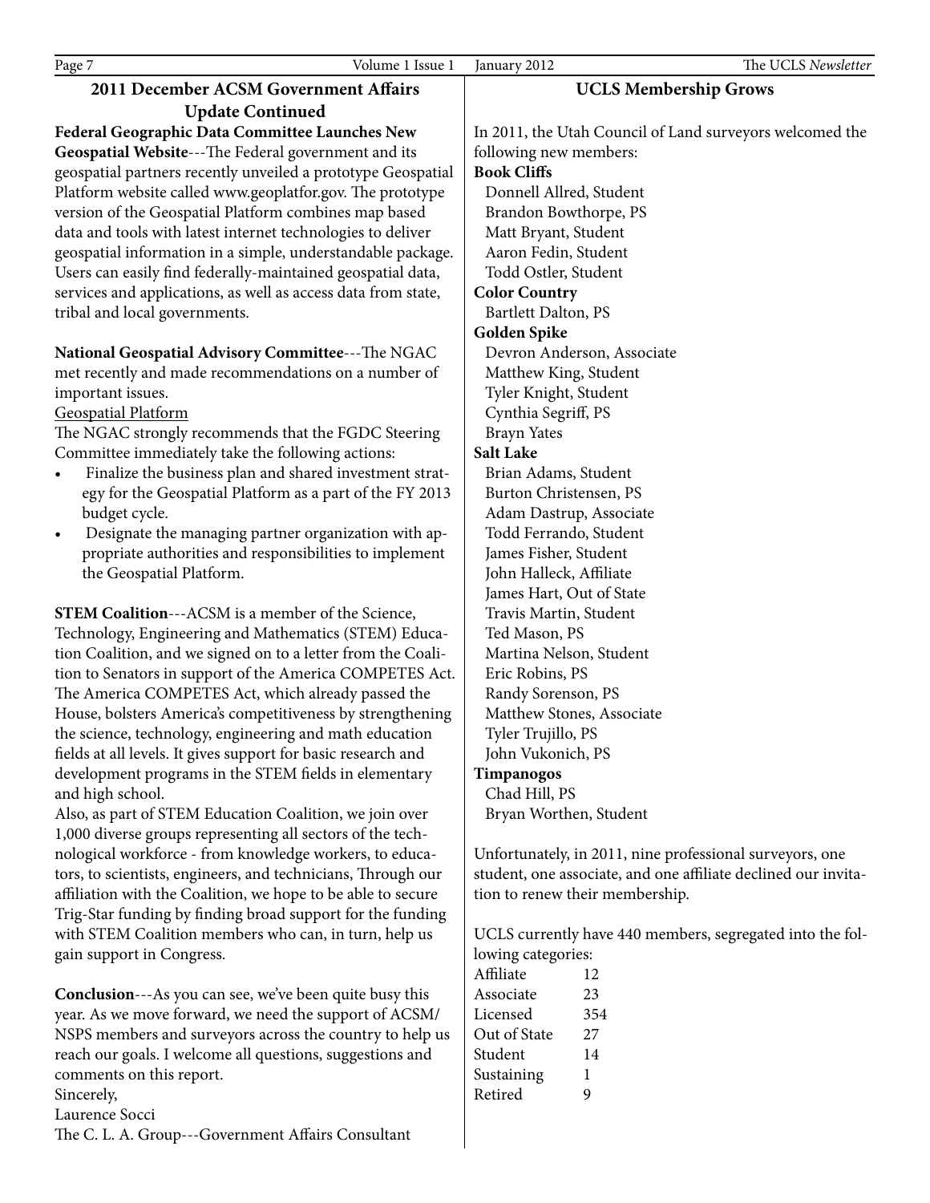## 2011 December ACSM Government Affairs Update Continued

**Federal Geographic Data Committee Launches New Geospatial Website**---The Federal government and its geospatial partners recently unveiled a prototype Geospatial Platform website called www.geoplatfor.gov. The prototype version of the Geospatial Platform combines map based data and tools with latest internet technologies to deliver geospatial information in a simple, understandable package. Users can easily find federally-maintained geospatial data, services and applications, as well as access data from state, tribal and local governments.

**National Geospatial Advisory Committee**---The NGAC met recently and made recommendations on a number of important issues.

Geospatial Platform

The NGAC strongly recommends that the FGDC Steering Committee immediately take the following actions:

- Finalize the business plan and shared investment strategy for the Geospatial Platform as a part of the FY 2013 budget cycle.
- Designate the managing partner organization with appropriate authorities and responsibilities to implement the Geospatial Platform.

**STEM Coalition**---ACSM is a member of the Science, Technology, Engineering and Mathematics (STEM) Education Coalition, and we signed on to a letter from the Coalition to Senators in support of the America COMPETES Act. The America COMPETES Act, which already passed the House, bolsters America's competitiveness by strengthening the science, technology, engineering and math education fields at all levels. It gives support for basic research and development programs in the STEM fields in elementary and high school.

Also, as part of STEM Education Coalition, we join over 1,000 diverse groups representing all sectors of the technological workforce - from knowledge workers, to educators, to scientists, engineers, and technicians, Through our affiliation with the Coalition, we hope to be able to secure Trig-Star funding by finding broad support for the funding with STEM Coalition members who can, in turn, help us gain support in Congress.

**Conclusion**---As you can see, we've been quite busy this year. As we move forward, we need the support of ACSM/NSPS members and surveyors across the country to help us reach our goals. I welcome all questions, suggestions and comments on this report.

Sincerely,

Laurence Socci

The C. L. A. Group---Government Affairs Consultant

## UCLS Membership Grows

In 2011, the Utah Council of Land surveyors welcomed the following new members:

**Book Cliffs**

Donnell Allred, Student
Brandon Bowthorpe, PS
Matt Bryant, Student
Aaron Fedin, Student
Todd Ostler, Student

**Color Country**

Bartlett Dalton, PS

**Golden Spike**

Devron Anderson, Associate
Matthew King, Student
Tyler Knight, Student
Cynthia Segriff, PS
Brayn Yates

**Salt Lake**

Brian Adams, Student
Burton Christensen, PS
Adam Dastrup, Associate
Todd Ferrando, Student
James Fisher, Student
John Halleck, Affiliate
James Hart, Out of State
Travis Martin, Student
Ted Mason, PS
Martina Nelson, Student
Eric Robins, PS
Randy Sorenson, PS
Matthew Stones, Associate
Tyler Trujillo, PS
John Vukonich, PS

**Timpanogos**

Chad Hill, PS
Bryan Worthen, Student

Unfortunately, in 2011, nine professional surveyors, one student, one associate, and one affiliate declined our invitation to renew their membership.

UCLS currently have 440 members, segregated into the following categories:

| Category | Count |
|---|---|
| Affiliate | 12 |
| Associate | 23 |
| Licensed | 354 |
| Out of State | 27 |
| Student | 14 |
| Sustaining | 1 |
| Retired | 9 |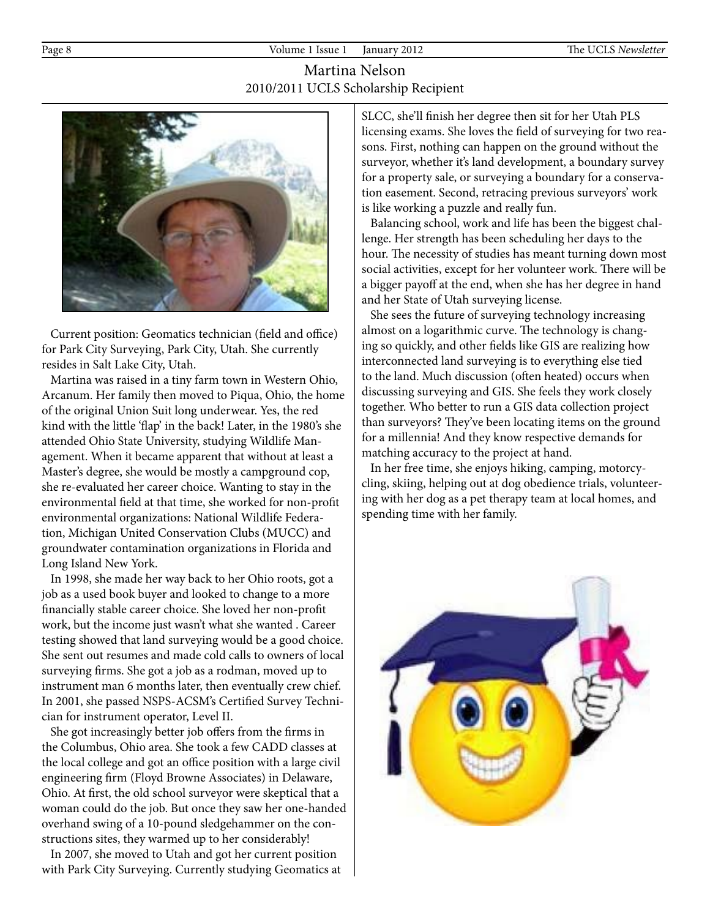# Martina Nelson

## 2010/2011 UCLS Scholarship Recipient

Current position: Geomatics technician (field and office) for Park City Surveying, Park City, Utah. She currently resides in Salt Lake City, Utah.

Martina was raised in a tiny farm town in Western Ohio, Arcanum. Her family then moved to Piqua, Ohio, the home of the original Union Suit long underwear. Yes, the red kind with the little 'flap' in the back! Later, in the 1980's she attended Ohio State University, studying Wildlife Management. When it became apparent that without at least a Master's degree, she would be mostly a campground cop, she re-evaluated her career choice. Wanting to stay in the environmental field at that time, she worked for non-profit environmental organizations: National Wildlife Federation, Michigan United Conservation Clubs (MUCC) and groundwater contamination organizations in Florida and Long Island New York.

In 1998, she made her way back to her Ohio roots, got a job as a used book buyer and looked to change to a more financially stable career choice. She loved her non-profit work, but the income just wasn't what she wanted . Career testing showed that land surveying would be a good choice. She sent out resumes and made cold calls to owners of local surveying firms. She got a job as a rodman, moved up to instrument man 6 months later, then eventually crew chief. In 2001, she passed NSPS-ACSM's Certified Survey Technician for instrument operator, Level II.

She got increasingly better job offers from the firms in the Columbus, Ohio area. She took a few CADD classes at the local college and got an office position with a large civil engineering firm (Floyd Browne Associates) in Delaware, Ohio. At first, the old school surveyor were skeptical that a woman could do the job. But once they saw her one-handed overhand swing of a 10-pound sledgehammer on the constructions sites, they warmed up to her considerably!

In 2007, she moved to Utah and got her current position with Park City Surveying. Currently studying Geomatics at SLCC, she'll finish her degree then sit for her Utah PLS licensing exams. She loves the field of surveying for two reasons. First, nothing can happen on the ground without the surveyor, whether it's land development, a boundary survey for a property sale, or surveying a boundary for a conservation easement. Second, retracing previous surveyors' work is like working a puzzle and really fun.

Balancing school, work and life has been the biggest challenge. Her strength has been scheduling her days to the hour. The necessity of studies has meant turning down most social activities, except for her volunteer work. There will be a bigger payoff at the end, when she has her degree in hand and her State of Utah surveying license.

She sees the future of surveying technology increasing almost on a logarithmic curve. The technology is changing so quickly, and other fields like GIS are realizing how interconnected land surveying is to everything else tied to the land. Much discussion (often heated) occurs when discussing surveying and GIS. She feels they work closely together. Who better to run a GIS data collection project than surveyors? They've been locating items on the ground for a millennia! And they know respective demands for matching accuracy to the project at hand.

In her free time, she enjoys hiking, camping, motorcycling, skiing, helping out at dog obedience trials, volunteering with her dog as a pet therapy team at local homes, and spending time with her family.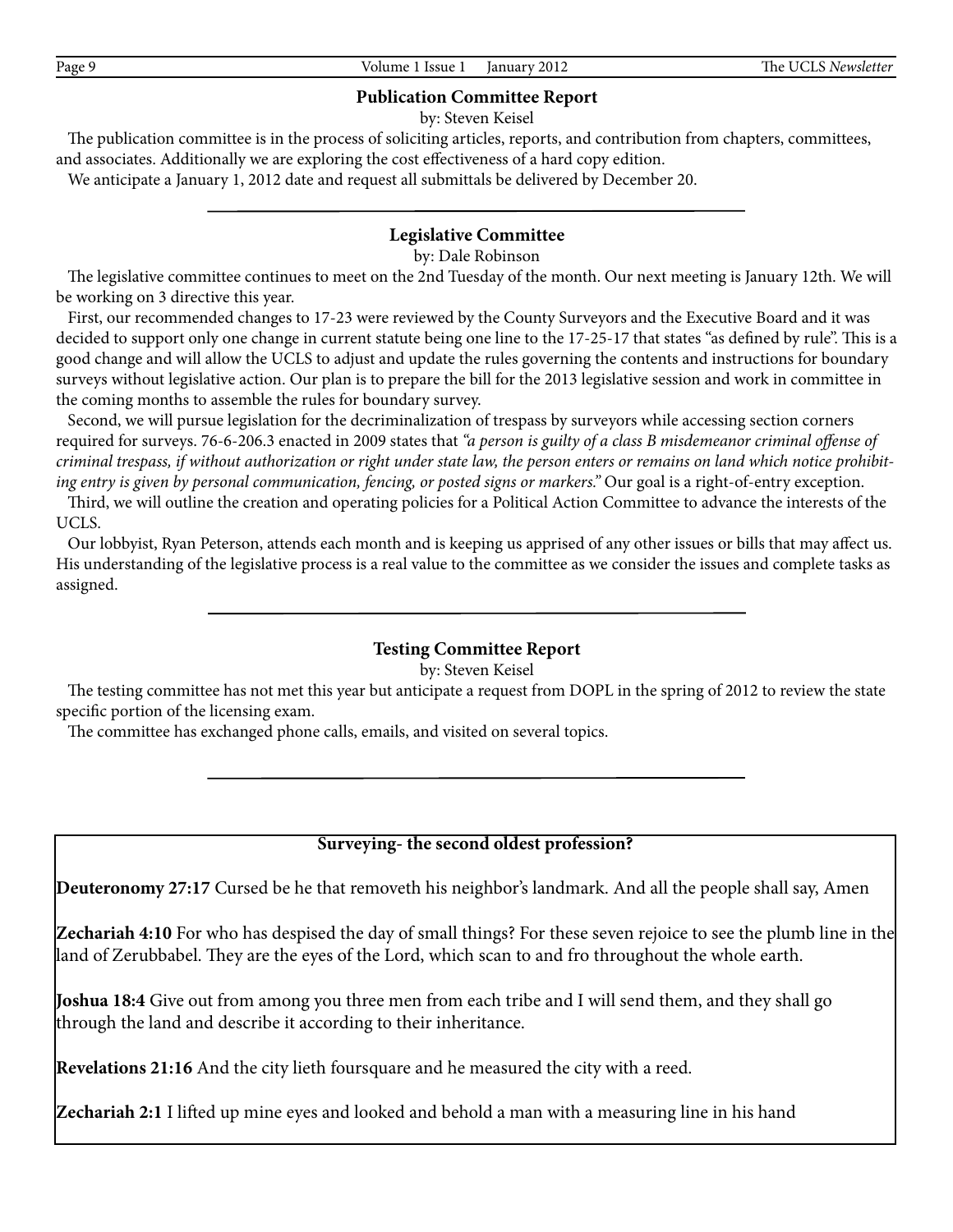## Publication Committee Report

by: Steven Keisel

The publication committee is in the process of soliciting articles, reports, and contribution from chapters, committees, and associates. Additionally we are exploring the cost effectiveness of a hard copy edition.

We anticipate a January 1, 2012 date and request all submittals be delivered by December 20.

---

## Legislative Committee

by: Dale Robinson

The legislative committee continues to meet on the 2nd Tuesday of the month. Our next meeting is January 12th. We will be working on 3 directive this year.

First, our recommended changes to 17-23 were reviewed by the County Surveyors and the Executive Board and it was decided to support only one change in current statute being one line to the 17-25-17 that states "as defined by rule". This is a good change and will allow the UCLS to adjust and update the rules governing the contents and instructions for boundary surveys without legislative action. Our plan is to prepare the bill for the 2013 legislative session and work in committee in the coming months to assemble the rules for boundary survey.

Second, we will pursue legislation for the decriminalization of trespass by surveyors while accessing section corners required for surveys. 76-6-206.3 enacted in 2009 states that *"a person is guilty of a class B misdemeanor criminal offense of criminal trespass, if without authorization or right under state law, the person enters or remains on land which notice prohibiting entry is given by personal communication, fencing, or posted signs or markers."* Our goal is a right-of-entry exception.

Third, we will outline the creation and operating policies for a Political Action Committee to advance the interests of the UCLS.

Our lobbyist, Ryan Peterson, attends each month and is keeping us apprised of any other issues or bills that may affect us. His understanding of the legislative process is a real value to the committee as we consider the issues and complete tasks as assigned.

---

## Testing Committee Report

by: Steven Keisel

The testing committee has not met this year but anticipate a request from DOPL in the spring of 2012 to review the state specific portion of the licensing exam.

The committee has exchanged phone calls, emails, and visited on several topics.

---

**Surveying- the second oldest profession?**

**Deuteronomy 27:17** Cursed be he that removeth his neighbor's landmark. And all the people shall say, Amen

**Zechariah 4:10** For who has despised the day of small things? For these seven rejoice to see the plumb line in the land of Zerubbabel. They are the eyes of the Lord, which scan to and fro throughout the whole earth.

**Joshua 18:4** Give out from among you three men from each tribe and I will send them, and they shall go through the land and describe it according to their inheritance.

**Revelations 21:16** And the city lieth foursquare and he measured the city with a reed.

**Zechariah 2:1** I lifted up mine eyes and looked and behold a man with a measuring line in his hand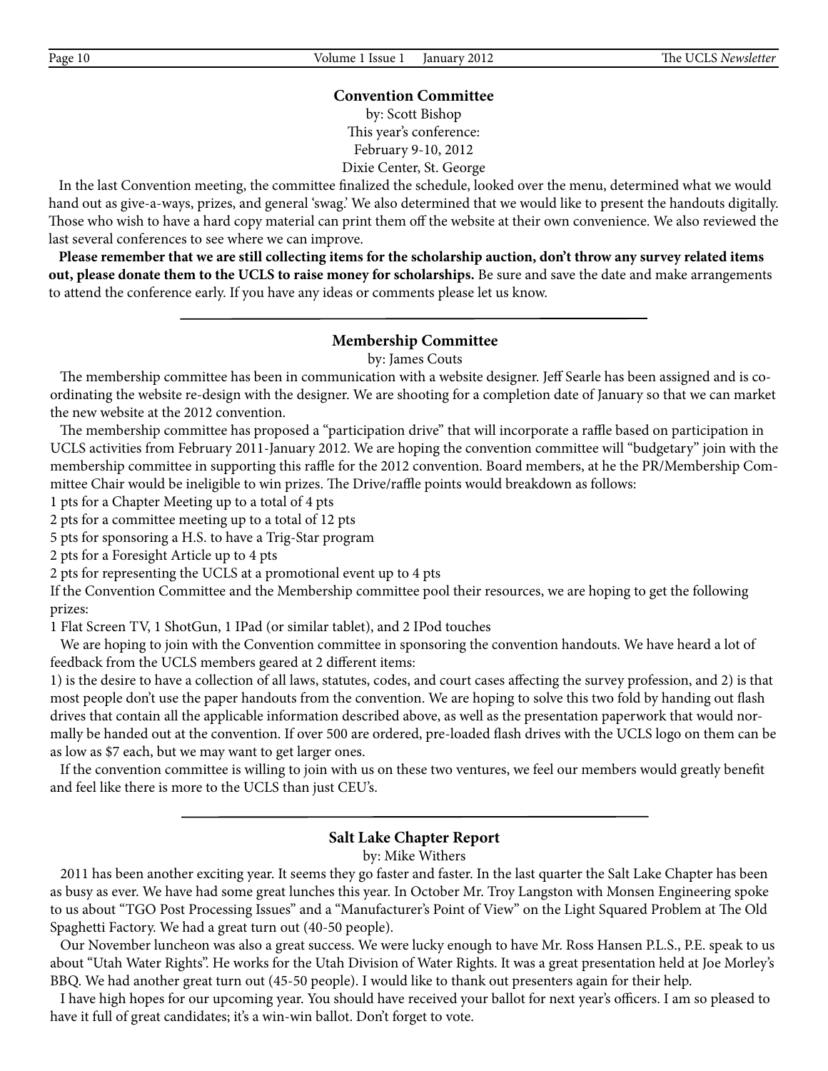## Convention Committee

by: Scott Bishop

This year's conference:
February 9-10, 2012
Dixie Center, St. George

In the last Convention meeting, the committee finalized the schedule, looked over the menu, determined what we would hand out as give-a-ways, prizes, and general 'swag.' We also determined that we would like to present the handouts digitally. Those who wish to have a hard copy material can print them off the website at their own convenience. We also reviewed the last several conferences to see where we can improve.

**Please remember that we are still collecting items for the scholarship auction, don't throw any survey related items out, please donate them to the UCLS to raise money for scholarships.** Be sure and save the date and make arrangements to attend the conference early. If you have any ideas or comments please let us know.

---

## Membership Committee

by: James Couts

The membership committee has been in communication with a website designer. Jeff Searle has been assigned and is co-ordinating the website re-design with the designer. We are shooting for a completion date of January so that we can market the new website at the 2012 convention.

The membership committee has proposed a "participation drive" that will incorporate a raffle based on participation in UCLS activities from February 2011-January 2012. We are hoping the convention committee will "budgetary" join with the membership committee in supporting this raffle for the 2012 convention. Board members, at he the PR/Membership Committee Chair would be ineligible to win prizes. The Drive/raffle points would breakdown as follows:

1 pts for a Chapter Meeting up to a total of 4 pts
2 pts for a committee meeting up to a total of 12 pts
5 pts for sponsoring a H.S. to have a Trig-Star program
2 pts for a Foresight Article up to 4 pts
2 pts for representing the UCLS at a promotional event up to 4 pts

If the Convention Committee and the Membership committee pool their resources, we are hoping to get the following prizes:

1 Flat Screen TV, 1 ShotGun, 1 IPad (or similar tablet), and 2 IPod touches

We are hoping to join with the Convention committee in sponsoring the convention handouts. We have heard a lot of feedback from the UCLS members geared at 2 different items:

1) is the desire to have a collection of all laws, statutes, codes, and court cases affecting the survey profession, and 2) is that most people don't use the paper handouts from the convention. We are hoping to solve this two fold by handing out flash drives that contain all the applicable information described above, as well as the presentation paperwork that would normally be handed out at the convention. If over 500 are ordered, pre-loaded flash drives with the UCLS logo on them can be as low as $7 each, but we may want to get larger ones.

If the convention committee is willing to join with us on these two ventures, we feel our members would greatly benefit and feel like there is more to the UCLS than just CEU's.

---

## Salt Lake Chapter Report

by: Mike Withers

2011 has been another exciting year. It seems they go faster and faster. In the last quarter the Salt Lake Chapter has been as busy as ever. We have had some great lunches this year. In October Mr. Troy Langston with Monsen Engineering spoke to us about "TGO Post Processing Issues" and a "Manufacturer's Point of View" on the Light Squared Problem at The Old Spaghetti Factory. We had a great turn out (40-50 people).

Our November luncheon was also a great success. We were lucky enough to have Mr. Ross Hansen P.L.S., P.E. speak to us about "Utah Water Rights". He works for the Utah Division of Water Rights. It was a great presentation held at Joe Morley's BBQ. We had another great turn out (45-50 people). I would like to thank out presenters again for their help.

I have high hopes for our upcoming year. You should have received your ballot for next year's officers. I am so pleased to have it full of great candidates; it's a win-win ballot. Don't forget to vote.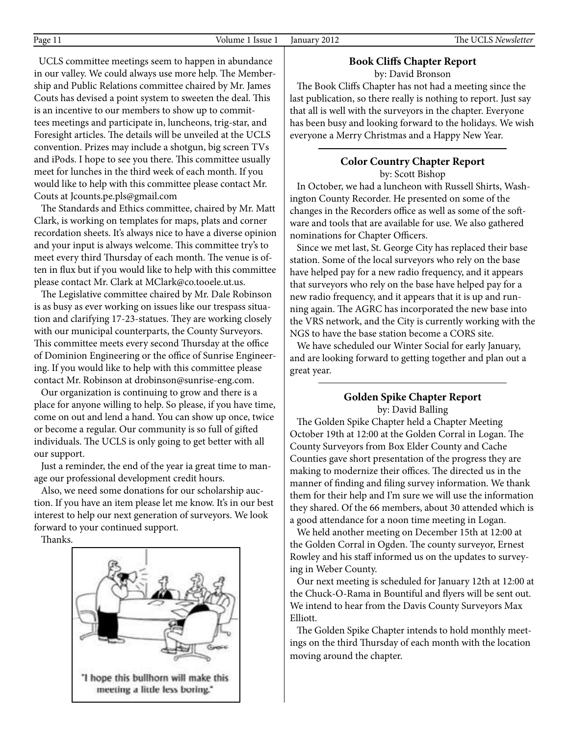UCLS committee meetings seem to happen in abundance in our valley. We could always use more help. The Membership and Public Relations committee chaired by Mr. James Couts has devised a point system to sweeten the deal. This is an incentive to our members to show up to committees meetings and participate in, luncheons, trig-star, and Foresight articles. The details will be unveiled at the UCLS convention. Prizes may include a shotgun, big screen TVs and iPods. I hope to see you there. This committee usually meet for lunches in the third week of each month. If you would like to help with this committee please contact Mr. Couts at Jcounts.pe.pls@gmail.com

The Standards and Ethics committee, chaired by Mr. Matt Clark, is working on templates for maps, plats and corner recordation sheets. It's always nice to have a diverse opinion and your input is always welcome. This committee try's to meet every third Thursday of each month. The venue is often in flux but if you would like to help with this committee please contact Mr. Clark at MClark@co.tooele.ut.us.

The Legislative committee chaired by Mr. Dale Robinson is as busy as ever working on issues like our trespass situation and clarifying 17-23-statues. They are working closely with our municipal counterparts, the County Surveyors. This committee meets every second Thursday at the office of Dominion Engineering or the office of Sunrise Engineering. If you would like to help with this committee please contact Mr. Robinson at drobinson@sunrise-eng.com.

Our organization is continuing to grow and there is a place for anyone willing to help. So please, if you have time, come on out and lend a hand. You can show up once, twice or become a regular. Our community is so full of gifted individuals. The UCLS is only going to get better with all our support.

Just a reminder, the end of the year ia great time to manage our professional development credit hours.

Also, we need some donations for our scholarship auction. If you have an item please let me know. It's in our best interest to help our next generation of surveyors. We look forward to your continued support.

Thanks.

"I hope this bullhorn will make this meeting a little less boring."

## Book Cliffs Chapter Report

by: David Bronson

The Book Cliffs Chapter has not had a meeting since the last publication, so there really is nothing to report. Just say that all is well with the surveyors in the chapter. Everyone has been busy and looking forward to the holidays. We wish everyone a Merry Christmas and a Happy New Year.

## Color Country Chapter Report

by: Scott Bishop

In October, we had a luncheon with Russell Shirts, Washington County Recorder. He presented on some of the changes in the Recorders office as well as some of the software and tools that are available for use. We also gathered nominations for Chapter Officers.

Since we met last, St. George City has replaced their base station. Some of the local surveyors who rely on the base have helped pay for a new radio frequency, and it appears that surveyors who rely on the base have helped pay for a new radio frequency, and it appears that it is up and running again. The AGRC has incorporated the new base into the VRS network, and the City is currently working with the NGS to have the base station become a CORS site.

We have scheduled our Winter Social for early January, and are looking forward to getting together and plan out a great year.

## Golden Spike Chapter Report

by: David Balling

The Golden Spike Chapter held a Chapter Meeting October 19th at 12:00 at the Golden Corral in Logan. The County Surveyors from Box Elder County and Cache Counties gave short presentation of the progress they are making to modernize their offices. The directed us in the manner of finding and filing survey information. We thank them for their help and I'm sure we will use the information they shared. Of the 66 members, about 30 attended which is a good attendance for a noon time meeting in Logan.

We held another meeting on December 15th at 12:00 at the Golden Corral in Ogden. The county surveyor, Ernest Rowley and his staff informed us on the updates to surveying in Weber County.

Our next meeting is scheduled for January 12th at 12:00 at the Chuck-O-Rama in Bountiful and flyers will be sent out. We intend to hear from the Davis County Surveyors Max Elliott.

The Golden Spike Chapter intends to hold monthly meetings on the third Thursday of each month with the location moving around the chapter.